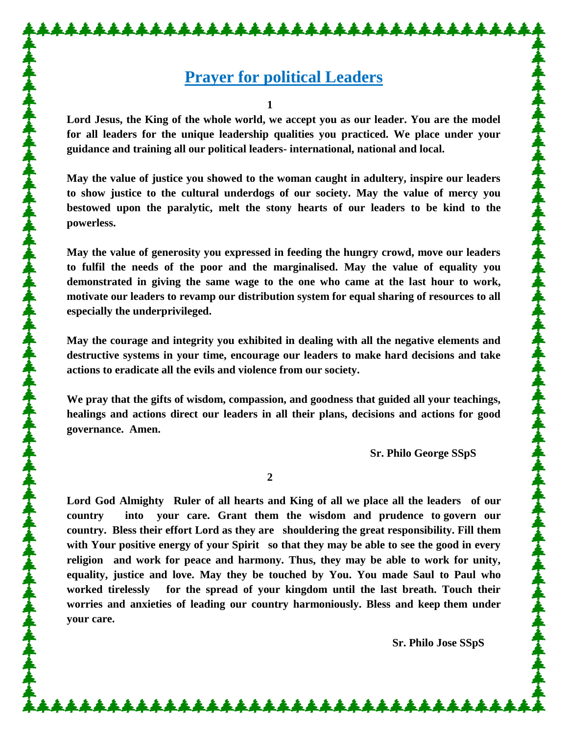# Prayer for political Leaders

**1**

**Lord Jesus, the King of the whole world, we accept you as our leader. You are the model for all leaders for the unique leadership qualities you practiced. We place under your guidance and training all our political leaders- international, national and local.**

**May the value of justice you showed to the woman caught in adultery, inspire our leaders to show justice to the cultural underdogs of our society. May the value of mercy you bestowed upon the paralytic, melt the stony hearts of our leaders to be kind to the powerless.**

**May the value of generosity you expressed in feeding the hungry crowd, move our leaders to fulfil the needs of the poor and the marginalised. May the value of equality you demonstrated in giving the same wage to the one who came at the last hour to work, motivate our leaders to revamp our distribution system for equal sharing of resources to all especially the underprivileged.**

**May the courage and integrity you exhibited in dealing with all the negative elements and destructive systems in your time, encourage our leaders to make hard decisions and take actions to eradicate all the evils and violence from our society.**

**We pray that the gifts of wisdom, compassion, and goodness that guided all your teachings, healings and actions direct our leaders in all their plans, decisions and actions for good governance. Amen.**

**Sr. Philo George SSpS**

**2**

**Lord God Almighty Ruler of all hearts and King of all we place all the leaders of our country into your care. Grant them the wisdom and prudence to govern our country. Bless their effort Lord as they are shouldering the great responsibility. Fill them with Your positive energy of your Spirit so that they may be able to see the good in every religion and work for peace and harmony. Thus, they may be able to work for unity, equality, justice and love. May they be touched by You. You made Saul to Paul who worked tirelessly for the spread of your kingdom until the last breath. Touch their worries and anxieties of leading our country harmoniously. Bless and keep them under your care.**

**Sr. Philo Jose SSpS**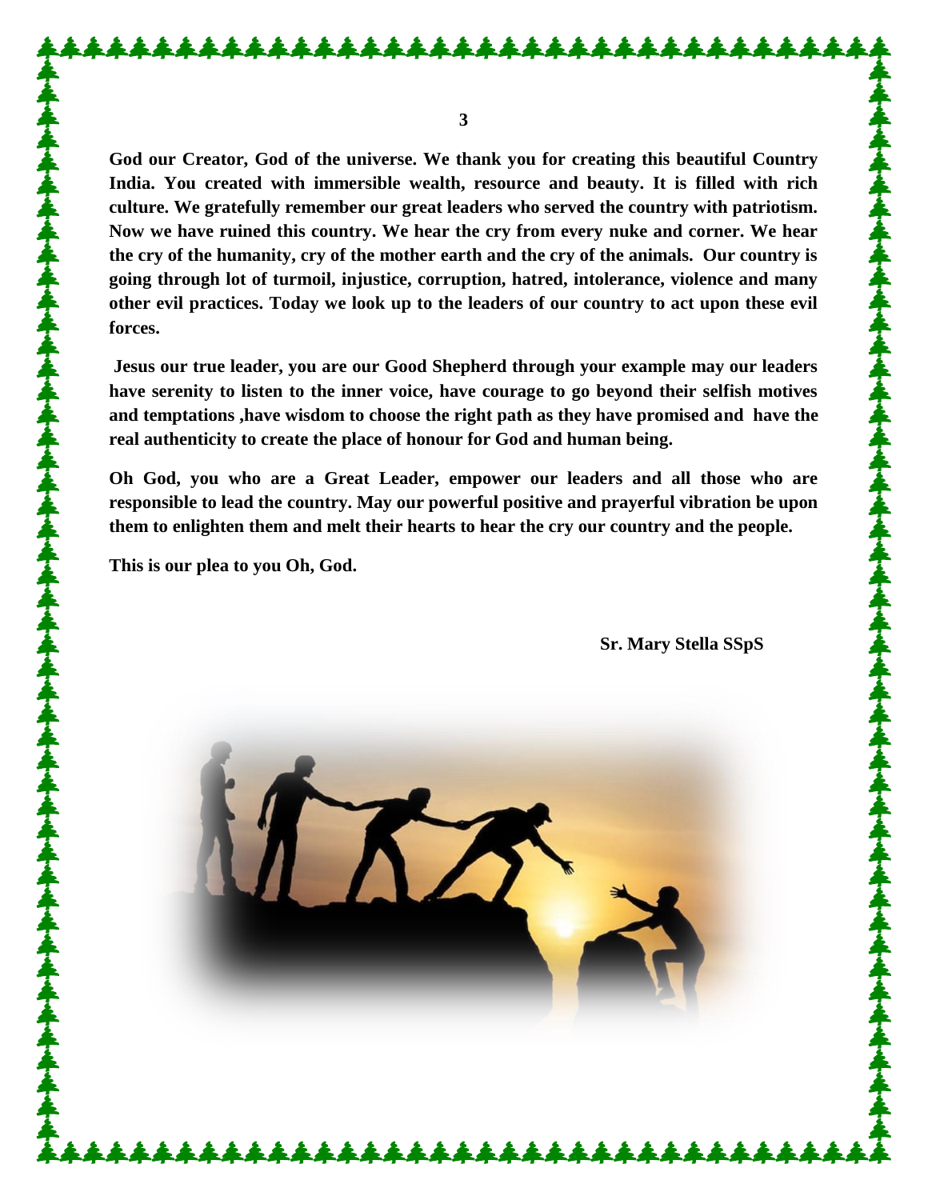**God our Creator, God of the universe. We thank you for creating this beautiful Country India. You created with immersible wealth, resource and beauty. It is filled with rich culture. We gratefully remember our great leaders who served the country with patriotism. Now we have ruined this country. We hear the cry from every nuke and corner. We hear the cry of the humanity, cry of the mother earth and the cry of the animals. Our country is going through lot of turmoil, injustice, corruption, hatred, intolerance, violence and many other evil practices. Today we look up to the leaders of our country to act upon these evil forces.**

**Jesus our true leader, you are our Good Shepherd through your example may our leaders have serenity to listen to the inner voice, have courage to go beyond their selfish motives and temptations ,have wisdom to choose the right path as they have promised and have the real authenticity to create the place of honour for God and human being.**

**Oh God, you who are a Great Leader, empower our leaders and all those who are responsible to lead the country. May our powerful positive and prayerful vibration be upon them to enlighten them and melt their hearts to hear the cry our country and the people.**

**This is our plea to you Oh, God.**

**Sr. Mary Stella SSpS**